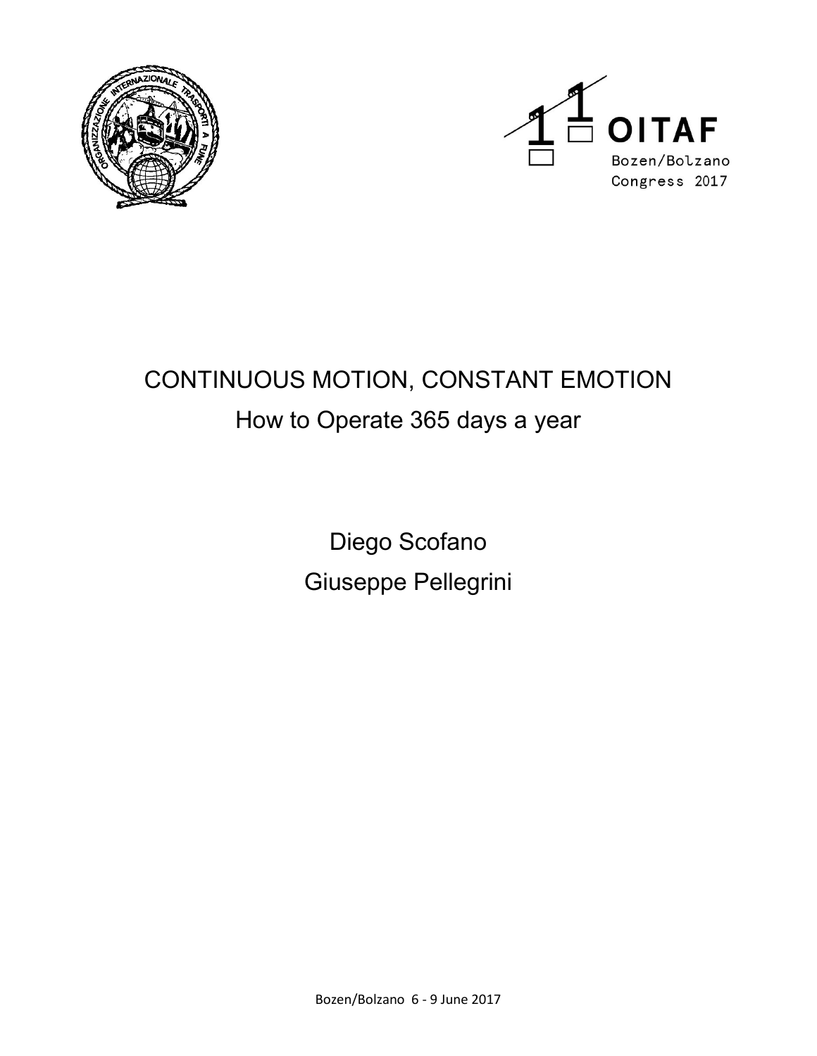OITAF

Bozen/Bolzano
Congress 2017

# CONTINUOUS MOTION, CONSTANT EMOTION

## How to Operate 365 days a year

Diego Scofano

Giuseppe Pellegrini

Bozen/Bolzano 6 - 9 June 2017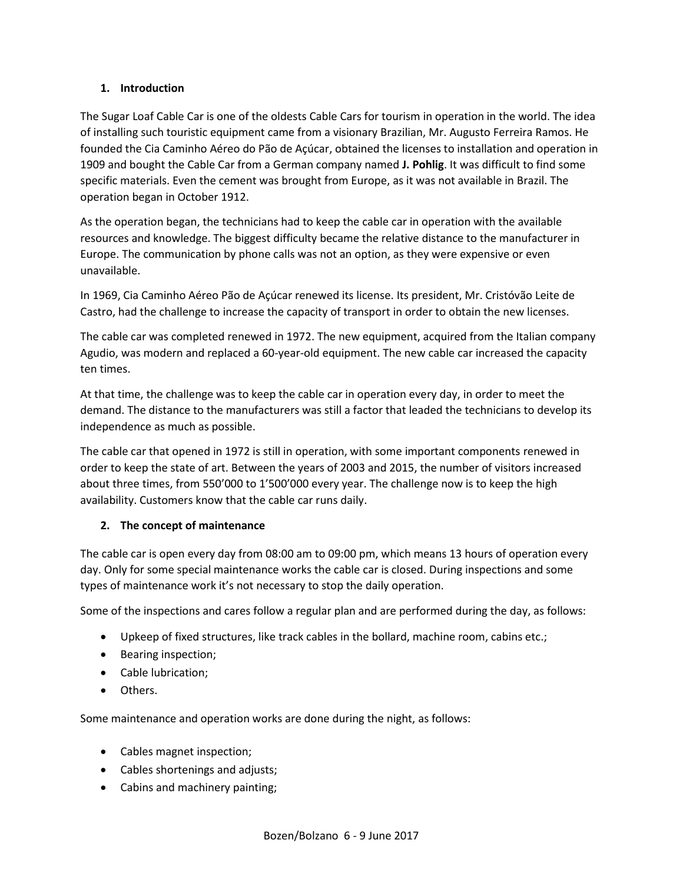## 1. Introduction

The Sugar Loaf Cable Car is one of the oldests Cable Cars for tourism in operation in the world. The idea of installing such touristic equipment came from a visionary Brazilian, Mr. Augusto Ferreira Ramos. He founded the Cia Caminho Aéreo do Pão de Açúcar, obtained the licenses to installation and operation in 1909 and bought the Cable Car from a German company named **J. Pohlig**. It was difficult to find some specific materials. Even the cement was brought from Europe, as it was not available in Brazil. The operation began in October 1912.

As the operation began, the technicians had to keep the cable car in operation with the available resources and knowledge. The biggest difficulty became the relative distance to the manufacturer in Europe. The communication by phone calls was not an option, as they were expensive or even unavailable.

In 1969, Cia Caminho Aéreo Pão de Açúcar renewed its license. Its president, Mr. Cristóvão Leite de Castro, had the challenge to increase the capacity of transport in order to obtain the new licenses.

The cable car was completed renewed in 1972. The new equipment, acquired from the Italian company Agudio, was modern and replaced a 60-year-old equipment. The new cable car increased the capacity ten times.

At that time, the challenge was to keep the cable car in operation every day, in order to meet the demand. The distance to the manufacturers was still a factor that leaded the technicians to develop its independence as much as possible.

The cable car that opened in 1972 is still in operation, with some important components renewed in order to keep the state of art. Between the years of 2003 and 2015, the number of visitors increased about three times, from 550'000 to 1'500'000 every year. The challenge now is to keep the high availability. Customers know that the cable car runs daily.

## 2. The concept of maintenance

The cable car is open every day from 08:00 am to 09:00 pm, which means 13 hours of operation every day. Only for some special maintenance works the cable car is closed. During inspections and some types of maintenance work it's not necessary to stop the daily operation.

Some of the inspections and cares follow a regular plan and are performed during the day, as follows:

- Upkeep of fixed structures, like track cables in the bollard, machine room, cabins etc.;
- Bearing inspection;
- Cable lubrication;
- Others.

Some maintenance and operation works are done during the night, as follows:

- Cables magnet inspection;
- Cables shortenings and adjusts;
- Cabins and machinery painting;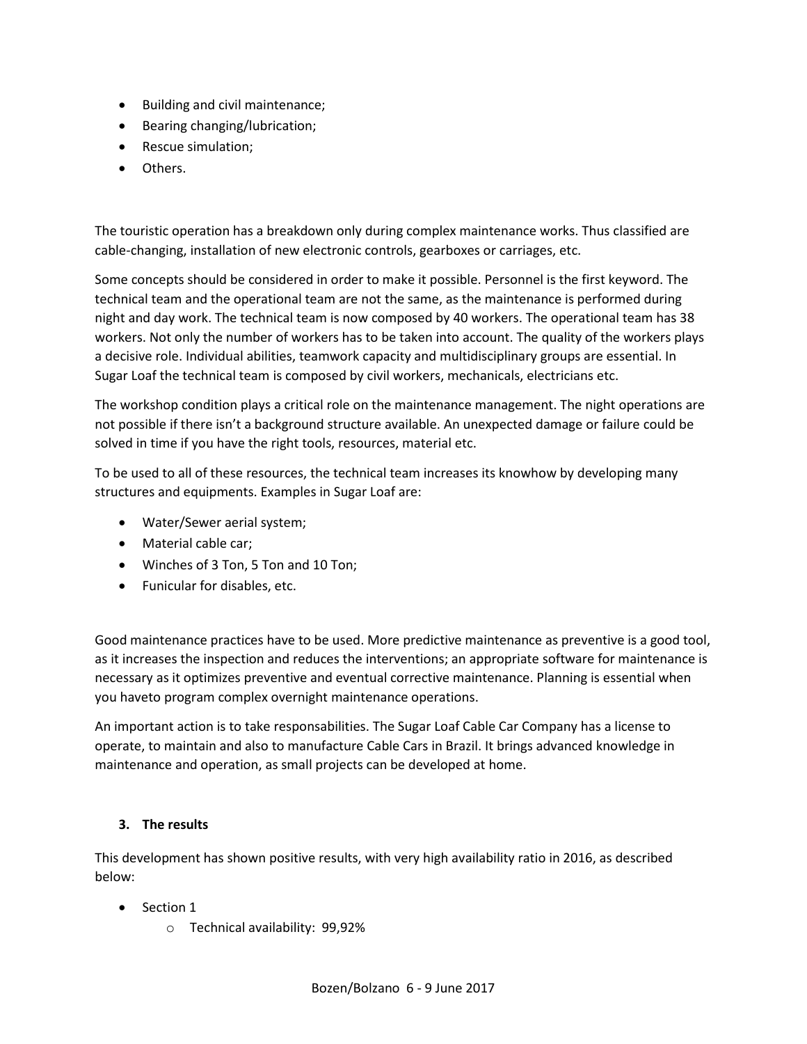- Building and civil maintenance;
- Bearing changing/lubrication;
- Rescue simulation;
- Others.

The touristic operation has a breakdown only during complex maintenance works. Thus classified are cable-changing, installation of new electronic controls, gearboxes or carriages, etc.

Some concepts should be considered in order to make it possible. Personnel is the first keyword. The technical team and the operational team are not the same, as the maintenance is performed during night and day work. The technical team is now composed by 40 workers. The operational team has 38 workers. Not only the number of workers has to be taken into account. The quality of the workers plays a decisive role. Individual abilities, teamwork capacity and multidisciplinary groups are essential. In Sugar Loaf the technical team is composed by civil workers, mechanicals, electricians etc.

The workshop condition plays a critical role on the maintenance management. The night operations are not possible if there isn't a background structure available. An unexpected damage or failure could be solved in time if you have the right tools, resources, material etc.

To be used to all of these resources, the technical team increases its knowhow by developing many structures and equipments. Examples in Sugar Loaf are:

- Water/Sewer aerial system;
- Material cable car;
- Winches of 3 Ton, 5 Ton and 10 Ton;
- Funicular for disables, etc.

Good maintenance practices have to be used. More predictive maintenance as preventive is a good tool, as it increases the inspection and reduces the interventions; an appropriate software for maintenance is necessary as it optimizes preventive and eventual corrective maintenance. Planning is essential when you haveto program complex overnight maintenance operations.

An important action is to take responsabilities. The Sugar Loaf Cable Car Company has a license to operate, to maintain and also to manufacture Cable Cars in Brazil. It brings advanced knowledge in maintenance and operation, as small projects can be developed at home.

## 3. The results

This development has shown positive results, with very high availability ratio in 2016, as described below:

- Section 1
  - Technical availability: 99,92%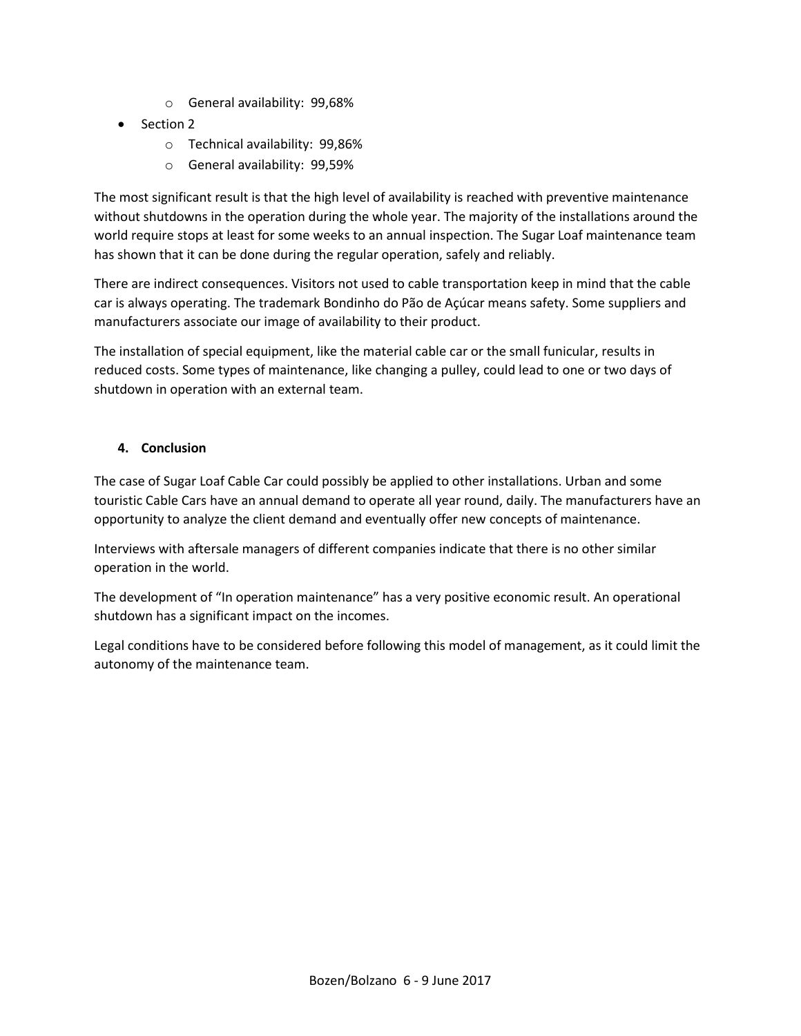- General availability: 99,68%
- Section 2
  - Technical availability: 99,86%
  - General availability: 99,59%

The most significant result is that the high level of availability is reached with preventive maintenance without shutdowns in the operation during the whole year. The majority of the installations around the world require stops at least for some weeks to an annual inspection. The Sugar Loaf maintenance team has shown that it can be done during the regular operation, safely and reliably.

There are indirect consequences. Visitors not used to cable transportation keep in mind that the cable car is always operating. The trademark Bondinho do Pão de Açúcar means safety. Some suppliers and manufacturers associate our image of availability to their product.

The installation of special equipment, like the material cable car or the small funicular, results in reduced costs. Some types of maintenance, like changing a pulley, could lead to one or two days of shutdown in operation with an external team.

## 4. Conclusion

The case of Sugar Loaf Cable Car could possibly be applied to other installations. Urban and some touristic Cable Cars have an annual demand to operate all year round, daily. The manufacturers have an opportunity to analyze the client demand and eventually offer new concepts of maintenance.

Interviews with aftersale managers of different companies indicate that there is no other similar operation in the world.

The development of "In operation maintenance" has a very positive economic result. An operational shutdown has a significant impact on the incomes.

Legal conditions have to be considered before following this model of management, as it could limit the autonomy of the maintenance team.